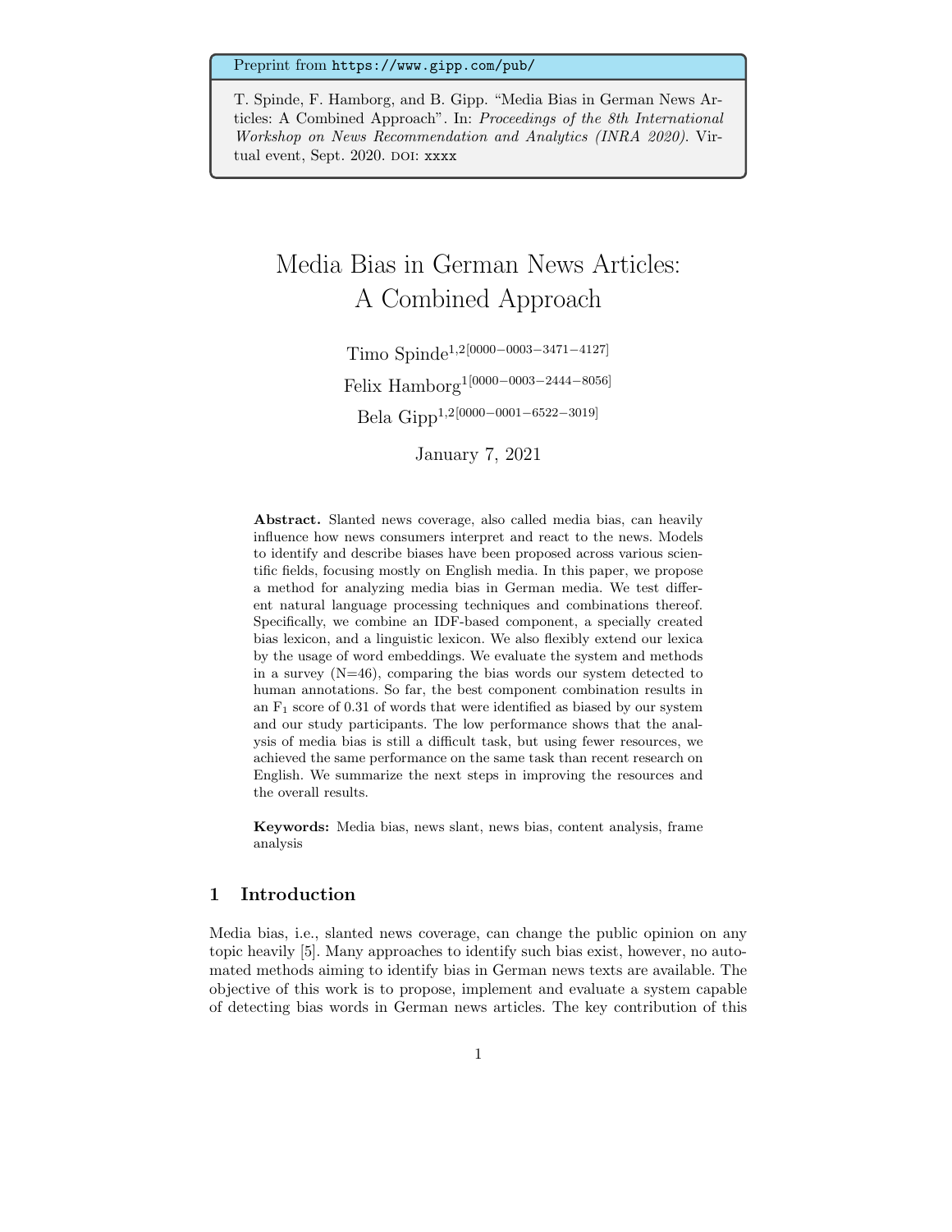Preprint from https://www.gipp.com/pub/

T. Spinde, F. Hamborg, and B. Gipp. "Media Bias in German News Articles: A Combined Approach". In: *Proceedings of the 8th International Workshop on News Recommendation and Analytics (INRA 2020)*. Virtual event, Sept. 2020. DOI: xxxx

# Media Bias in German News Articles: A Combined Approach

Timo Spinde[1,2][0000−0003−3471−4127]

Felix Hamborg[1][0000−0003−2444−8056]

Bela Gipp[1,2][0000−0001−6522−3019]

January 7, 2021

**Abstract.** Slanted news coverage, also called media bias, can heavily influence how news consumers interpret and react to the news. Models to identify and describe biases have been proposed across various scientific fields, focusing mostly on English media. In this paper, we propose a method for analyzing media bias in German media. We test different natural language processing techniques and combinations thereof. Specifically, we combine an IDF-based component, a specially created bias lexicon, and a linguistic lexicon. We also flexibly extend our lexica by the usage of word embeddings. We evaluate the system and methods in a survey (N=46), comparing the bias words our system detected to human annotations. So far, the best component combination results in an $F_1$ score of 0.31 of words that were identified as biased by our system and our study participants. The low performance shows that the analysis of media bias is still a difficult task, but using fewer resources, we achieved the same performance on the same task than recent research on English. We summarize the next steps in improving the resources and the overall results.

**Keywords:** Media bias, news slant, news bias, content analysis, frame analysis

## 1 Introduction

Media bias, i.e., slanted news coverage, can change the public opinion on any topic heavily [5]. Many approaches to identify such bias exist, however, no automated methods aiming to identify bias in German news texts are available. The objective of this work is to propose, implement and evaluate a system capable of detecting bias words in German news articles. The key contribution of this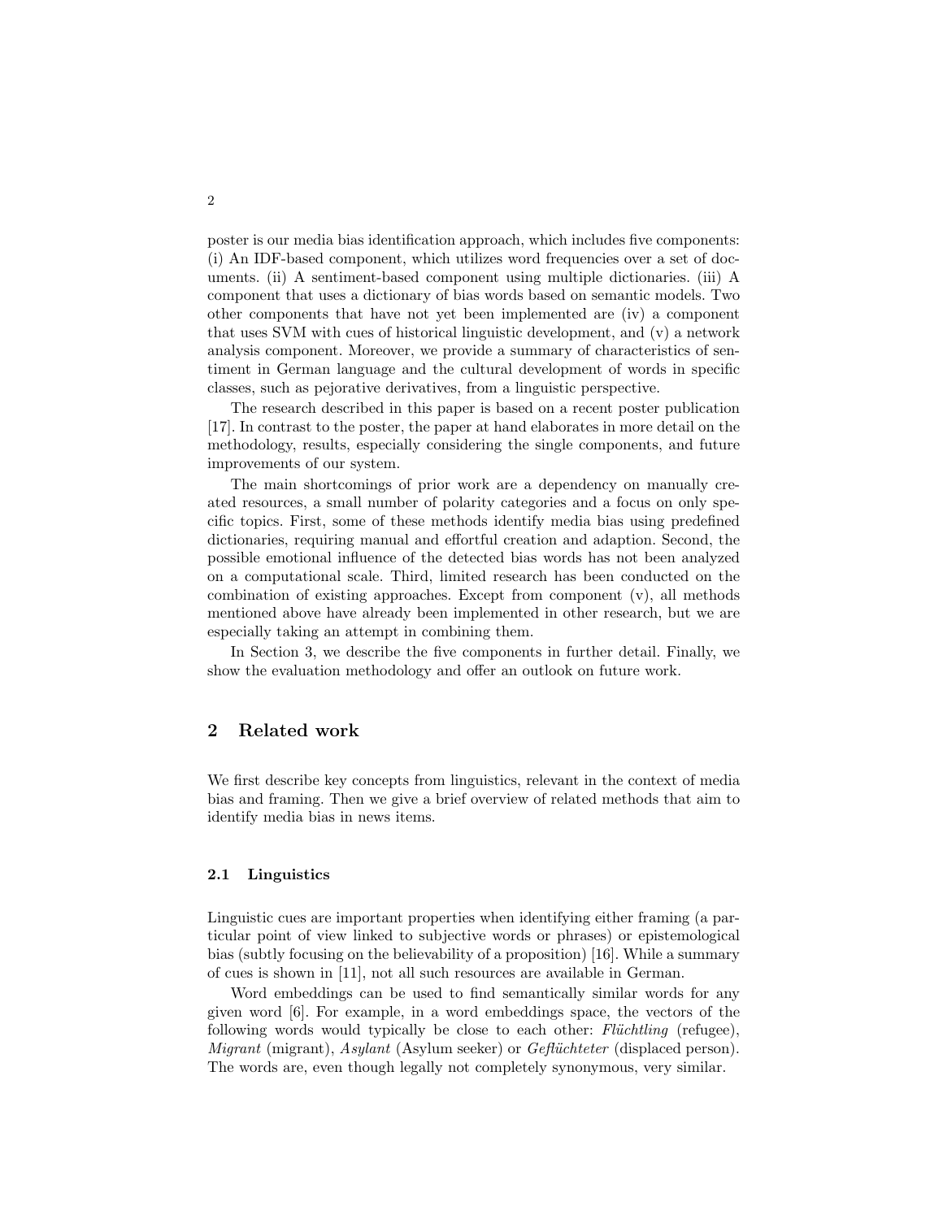poster is our media bias identification approach, which includes five components: (i) An IDF-based component, which utilizes word frequencies over a set of documents. (ii) A sentiment-based component using multiple dictionaries. (iii) A component that uses a dictionary of bias words based on semantic models. Two other components that have not yet been implemented are (iv) a component that uses SVM with cues of historical linguistic development, and (v) a network analysis component. Moreover, we provide a summary of characteristics of sentiment in German language and the cultural development of words in specific classes, such as pejorative derivatives, from a linguistic perspective.

The research described in this paper is based on a recent poster publication [17]. In contrast to the poster, the paper at hand elaborates in more detail on the methodology, results, especially considering the single components, and future improvements of our system.

The main shortcomings of prior work are a dependency on manually created resources, a small number of polarity categories and a focus on only specific topics. First, some of these methods identify media bias using predefined dictionaries, requiring manual and effortful creation and adaption. Second, the possible emotional influence of the detected bias words has not been analyzed on a computational scale. Third, limited research has been conducted on the combination of existing approaches. Except from component (v), all methods mentioned above have already been implemented in other research, but we are especially taking an attempt in combining them.

In Section 3, we describe the five components in further detail. Finally, we show the evaluation methodology and offer an outlook on future work.

## 2 Related work

We first describe key concepts from linguistics, relevant in the context of media bias and framing. Then we give a brief overview of related methods that aim to identify media bias in news items.

### 2.1 Linguistics

Linguistic cues are important properties when identifying either framing (a particular point of view linked to subjective words or phrases) or epistemological bias (subtly focusing on the believability of a proposition) [16]. While a summary of cues is shown in [11], not all such resources are available in German.

Word embeddings can be used to find semantically similar words for any given word [6]. For example, in a word embeddings space, the vectors of the following words would typically be close to each other: *Flüchtling* (refugee), *Migrant* (migrant), *Asylant* (Asylum seeker) or *Geflüchteter* (displaced person). The words are, even though legally not completely synonymous, very similar.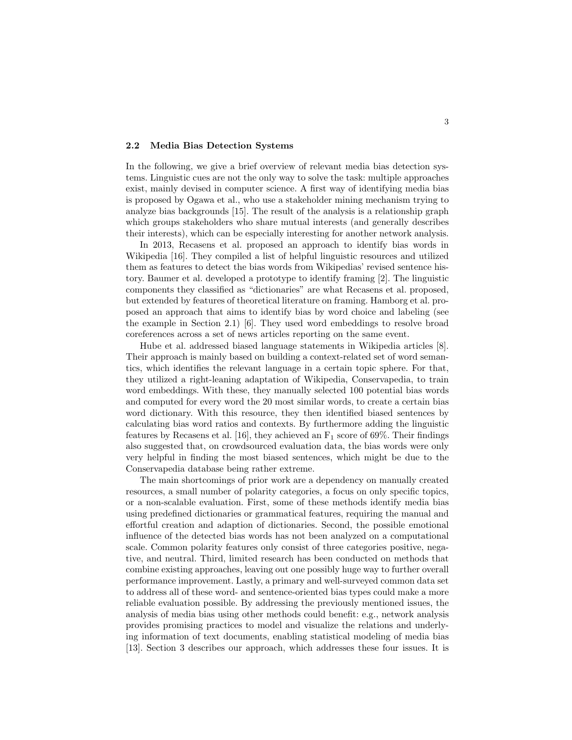### 2.2 Media Bias Detection Systems

In the following, we give a brief overview of relevant media bias detection systems. Linguistic cues are not the only way to solve the task: multiple approaches exist, mainly devised in computer science. A first way of identifying media bias is proposed by Ogawa et al., who use a stakeholder mining mechanism trying to analyze bias backgrounds [15]. The result of the analysis is a relationship graph which groups stakeholders who share mutual interests (and generally describes their interests), which can be especially interesting for another network analysis.

In 2013, Recasens et al. proposed an approach to identify bias words in Wikipedia [16]. They compiled a list of helpful linguistic resources and utilized them as features to detect the bias words from Wikipedias' revised sentence history. Baumer et al. developed a prototype to identify framing [2]. The linguistic components they classified as "dictionaries" are what Recasens et al. proposed, but extended by features of theoretical literature on framing. Hamborg et al. proposed an approach that aims to identify bias by word choice and labeling (see the example in Section 2.1) [6]. They used word embeddings to resolve broad coreferences across a set of news articles reporting on the same event.

Hube et al. addressed biased language statements in Wikipedia articles [8]. Their approach is mainly based on building a context-related set of word semantics, which identifies the relevant language in a certain topic sphere. For that, they utilized a right-leaning adaptation of Wikipedia, Conservapedia, to train word embeddings. With these, they manually selected 100 potential bias words and computed for every word the 20 most similar words, to create a certain bias word dictionary. With this resource, they then identified biased sentences by calculating bias word ratios and contexts. By furthermore adding the linguistic features by Recasens et al. [16], they achieved an $F_1$ score of 69%. Their findings also suggested that, on crowdsourced evaluation data, the bias words were only very helpful in finding the most biased sentences, which might be due to the Conservapedia database being rather extreme.

The main shortcomings of prior work are a dependency on manually created resources, a small number of polarity categories, a focus on only specific topics, or a non-scalable evaluation. First, some of these methods identify media bias using predefined dictionaries or grammatical features, requiring the manual and effortful creation and adaption of dictionaries. Second, the possible emotional influence of the detected bias words has not been analyzed on a computational scale. Common polarity features only consist of three categories positive, negative, and neutral. Third, limited research has been conducted on methods that combine existing approaches, leaving out one possibly huge way to further overall performance improvement. Lastly, a primary and well-surveyed common data set to address all of these word- and sentence-oriented bias types could make a more reliable evaluation possible. By addressing the previously mentioned issues, the analysis of media bias using other methods could benefit: e.g., network analysis provides promising practices to model and visualize the relations and underlying information of text documents, enabling statistical modeling of media bias [13]. Section 3 describes our approach, which addresses these four issues. It is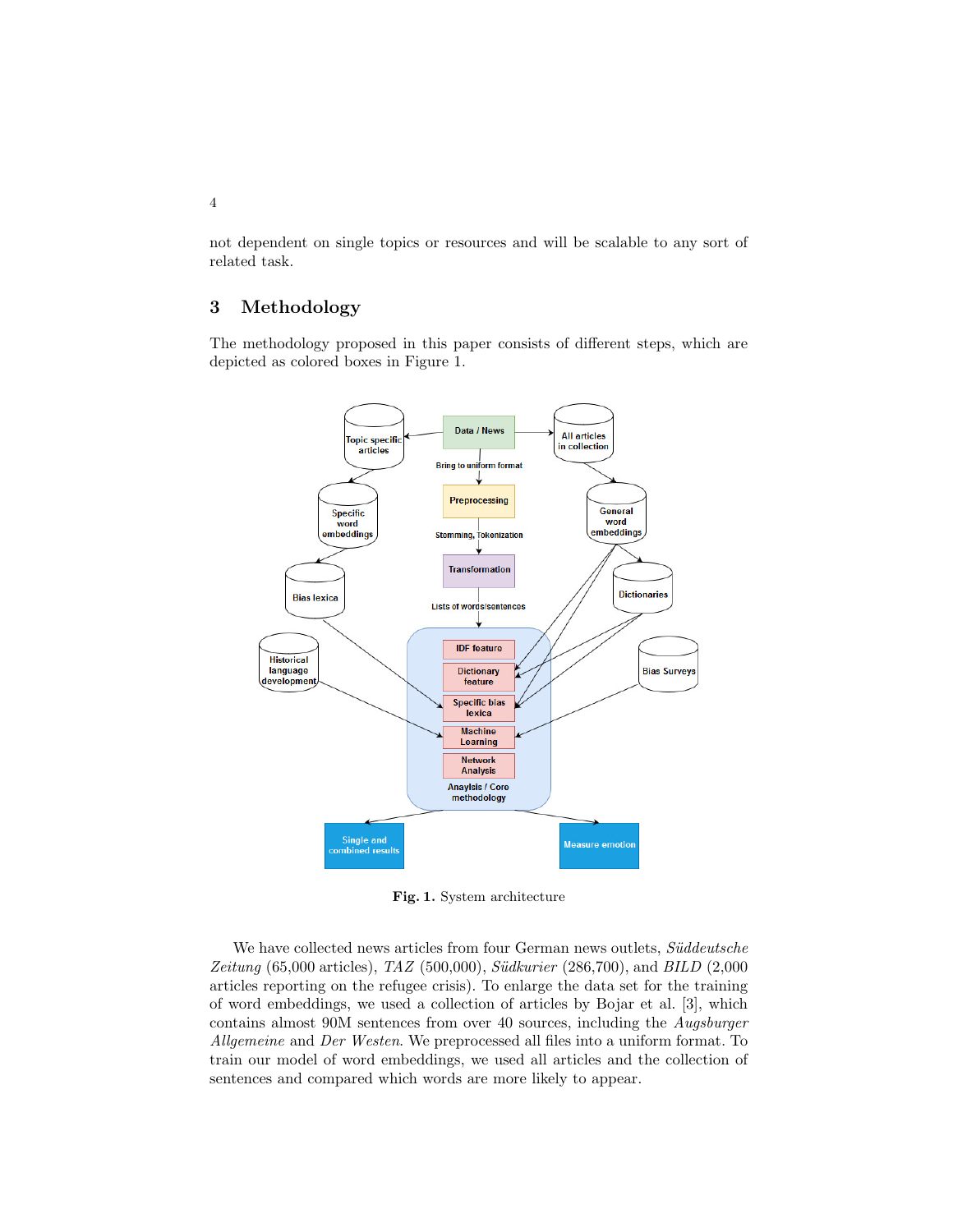not dependent on single topics or resources and will be scalable to any sort of related task.

## 3 Methodology

The methodology proposed in this paper consists of different steps, which are depicted as colored boxes in Figure 1.

**Fig. 1.** System architecture

We have collected news articles from four German news outlets, *Süddeutsche Zeitung* (65,000 articles), *TAZ* (500,000), *Südkurier* (286,700), and *BILD* (2,000 articles reporting on the refugee crisis). To enlarge the data set for the training of word embeddings, we used a collection of articles by Bojar et al. [3], which contains almost 90M sentences from over 40 sources, including the *Augsburger Allgemeine* and *Der Westen*. We preprocessed all files into a uniform format. To train our model of word embeddings, we used all articles and the collection of sentences and compared which words are more likely to appear.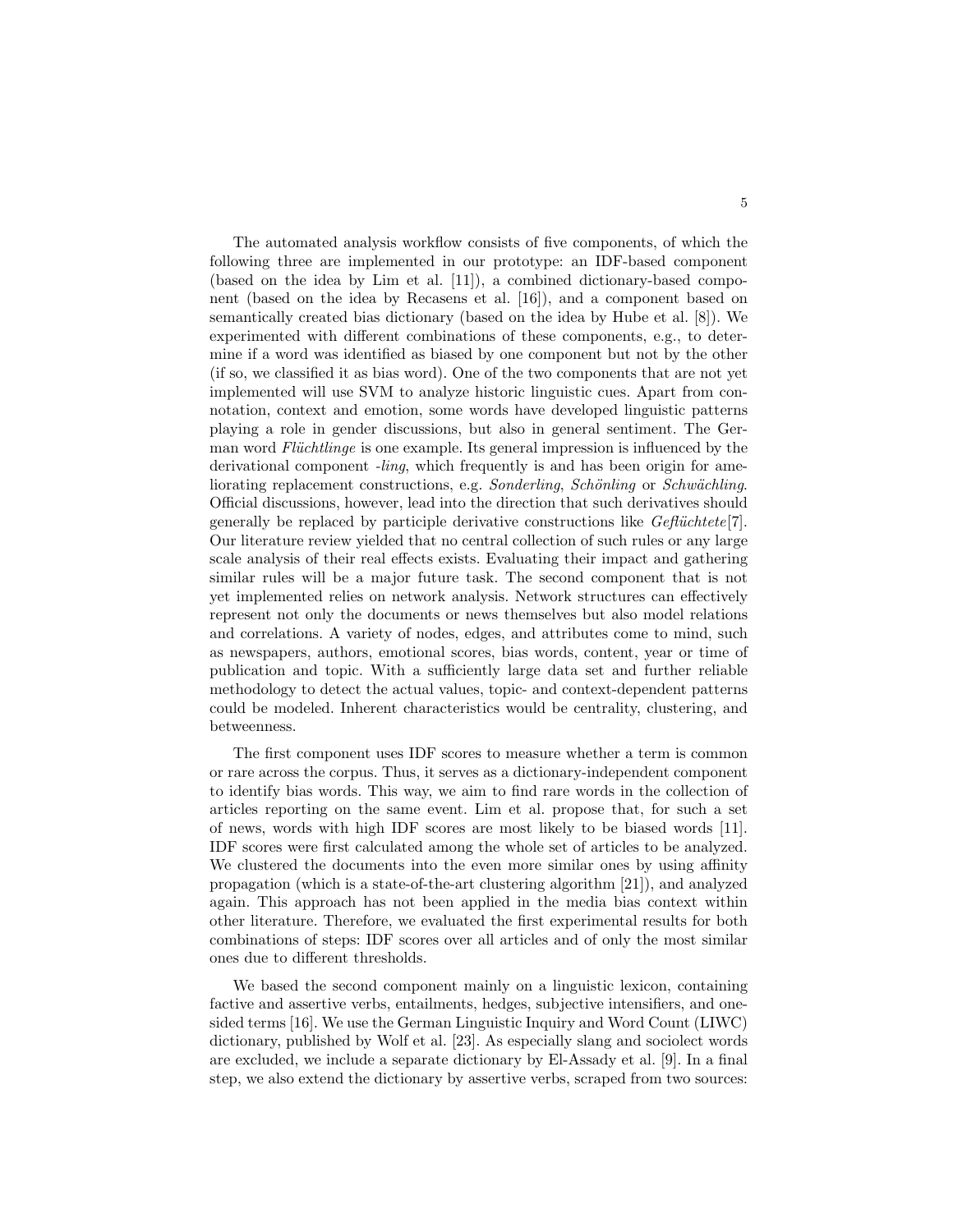The automated analysis workflow consists of five components, of which the following three are implemented in our prototype: an IDF-based component (based on the idea by Lim et al. [11]), a combined dictionary-based component (based on the idea by Recasens et al. [16]), and a component based on semantically created bias dictionary (based on the idea by Hube et al. [8]). We experimented with different combinations of these components, e.g., to determine if a word was identified as biased by one component but not by the other (if so, we classified it as bias word). One of the two components that are not yet implemented will use SVM to analyze historic linguistic cues. Apart from connotation, context and emotion, some words have developed linguistic patterns playing a role in gender discussions, but also in general sentiment. The German word *Flüchtlinge* is one example. Its general impression is influenced by the derivational component *-ling*, which frequently is and has been origin for ameliorating replacement constructions, e.g. *Sonderling*, *Schönling* or *Schwächling*. Official discussions, however, lead into the direction that such derivatives should generally be replaced by participle derivative constructions like *Geflüchtete*[7]. Our literature review yielded that no central collection of such rules or any large scale analysis of their real effects exists. Evaluating their impact and gathering similar rules will be a major future task. The second component that is not yet implemented relies on network analysis. Network structures can effectively represent not only the documents or news themselves but also model relations and correlations. A variety of nodes, edges, and attributes come to mind, such as newspapers, authors, emotional scores, bias words, content, year or time of publication and topic. With a sufficiently large data set and further reliable methodology to detect the actual values, topic- and context-dependent patterns could be modeled. Inherent characteristics would be centrality, clustering, and betweenness.

The first component uses IDF scores to measure whether a term is common or rare across the corpus. Thus, it serves as a dictionary-independent component to identify bias words. This way, we aim to find rare words in the collection of articles reporting on the same event. Lim et al. propose that, for such a set of news, words with high IDF scores are most likely to be biased words [11]. IDF scores were first calculated among the whole set of articles to be analyzed. We clustered the documents into the even more similar ones by using affinity propagation (which is a state-of-the-art clustering algorithm [21]), and analyzed again. This approach has not been applied in the media bias context within other literature. Therefore, we evaluated the first experimental results for both combinations of steps: IDF scores over all articles and of only the most similar ones due to different thresholds.

We based the second component mainly on a linguistic lexicon, containing factive and assertive verbs, entailments, hedges, subjective intensifiers, and one-sided terms [16]. We use the German Linguistic Inquiry and Word Count (LIWC) dictionary, published by Wolf et al. [23]. As especially slang and sociolect words are excluded, we include a separate dictionary by El-Assady et al. [9]. In a final step, we also extend the dictionary by assertive verbs, scraped from two sources: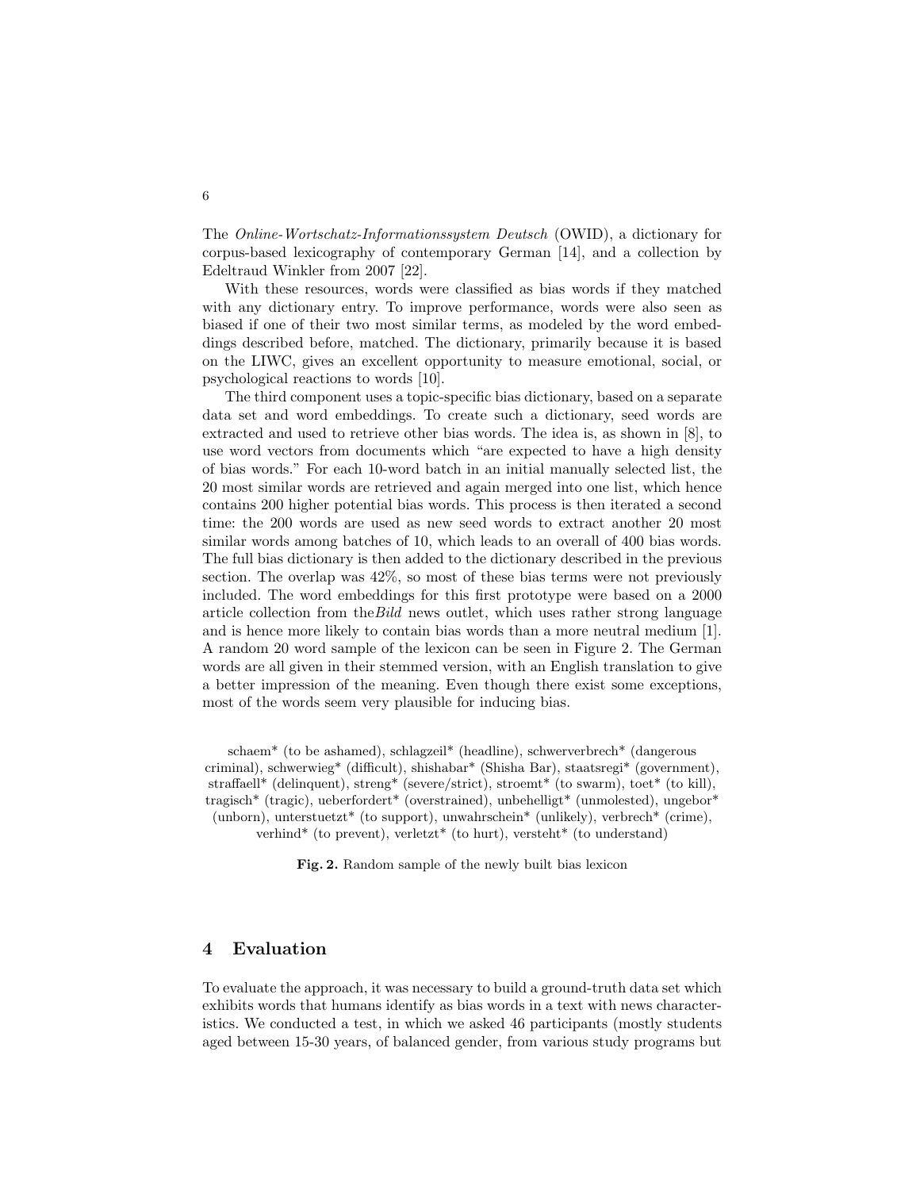The *Online-Wortschatz-Informationssystem Deutsch* (OWID), a dictionary for corpus-based lexicography of contemporary German [14], and a collection by Edeltraud Winkler from 2007 [22].

With these resources, words were classified as bias words if they matched with any dictionary entry. To improve performance, words were also seen as biased if one of their two most similar terms, as modeled by the word embeddings described before, matched. The dictionary, primarily because it is based on the LIWC, gives an excellent opportunity to measure emotional, social, or psychological reactions to words [10].

The third component uses a topic-specific bias dictionary, based on a separate data set and word embeddings. To create such a dictionary, seed words are extracted and used to retrieve other bias words. The idea is, as shown in [8], to use word vectors from documents which "are expected to have a high density of bias words." For each 10-word batch in an initial manually selected list, the 20 most similar words are retrieved and again merged into one list, which hence contains 200 higher potential bias words. This process is then iterated a second time: the 200 words are used as new seed words to extract another 20 most similar words among batches of 10, which leads to an overall of 400 bias words. The full bias dictionary is then added to the dictionary described in the previous section. The overlap was 42%, so most of these bias terms were not previously included. The word embeddings for this first prototype were based on a 2000 article collection from the*Bild* news outlet, which uses rather strong language and is hence more likely to contain bias words than a more neutral medium [1]. A random 20 word sample of the lexicon can be seen in Figure 2. The German words are all given in their stemmed version, with an English translation to give a better impression of the meaning. Even though there exist some exceptions, most of the words seem very plausible for inducing bias.

schaem* (to be ashamed), schlagzeil* (headline), schwerverbrech* (dangerous criminal), schwerwieg* (difficult), shishabar* (Shisha Bar), staatsregi* (government), straffaell* (delinquent), streng* (severe/strict), stroemt* (to swarm), toet* (to kill), tragisch* (tragic), ueberfordert* (overstrained), unbehelligt* (unmolested), ungebor* (unborn), unterstuetzt* (to support), unwahrschein* (unlikely), verbrech* (crime), verhind* (to prevent), verletzt* (to hurt), versteht* (to understand)

**Fig. 2.** Random sample of the newly built bias lexicon

## 4 Evaluation

To evaluate the approach, it was necessary to build a ground-truth data set which exhibits words that humans identify as bias words in a text with news characteristics. We conducted a test, in which we asked 46 participants (mostly students aged between 15-30 years, of balanced gender, from various study programs but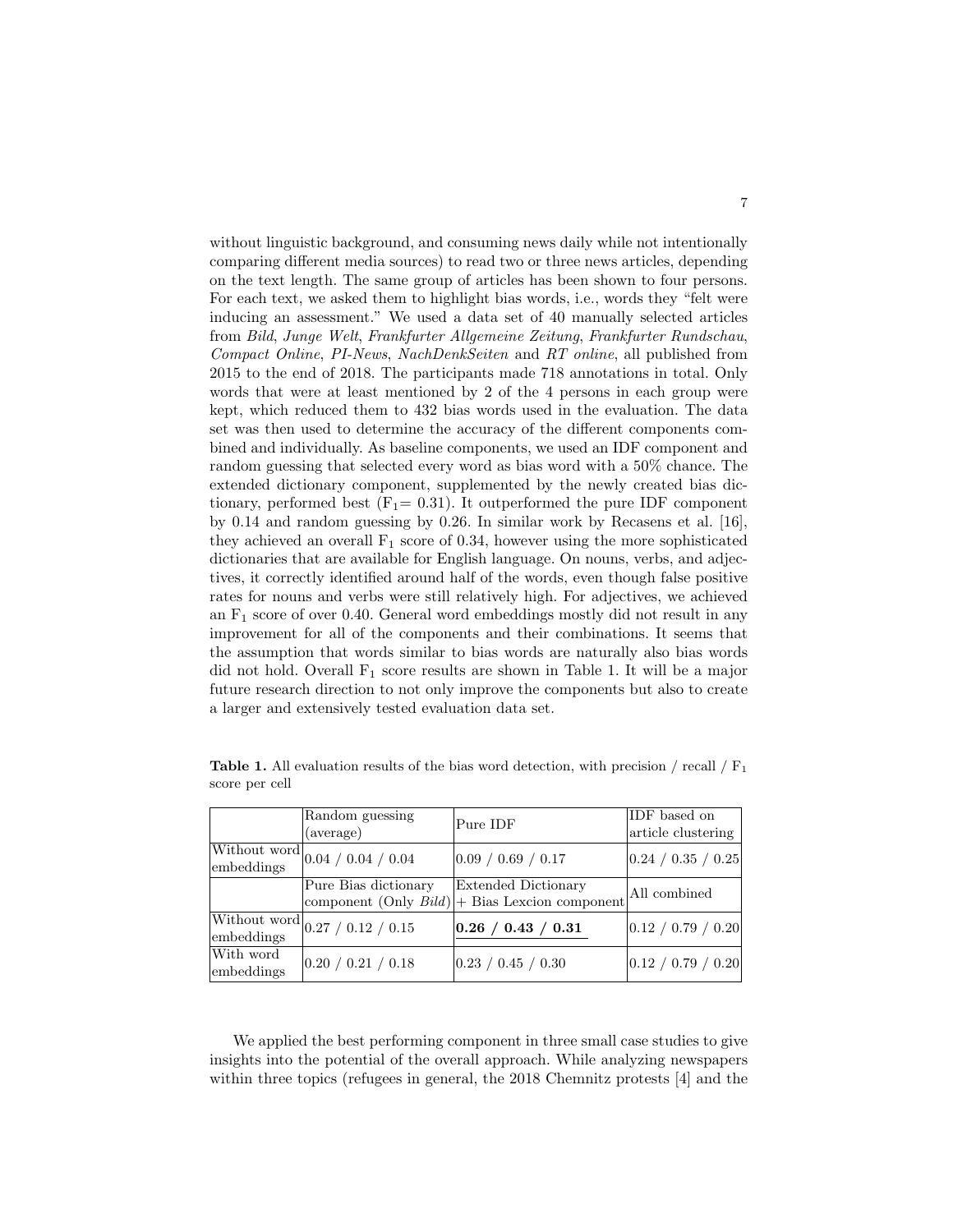without linguistic background, and consuming news daily while not intentionally comparing different media sources) to read two or three news articles, depending on the text length. The same group of articles has been shown to four persons. For each text, we asked them to highlight bias words, i.e., words they "felt were inducing an assessment." We used a data set of 40 manually selected articles from *Bild*, *Junge Welt*, *Frankfurter Allgemeine Zeitung*, *Frankfurter Rundschau*, *Compact Online*, *PI-News*, *NachDenkSeiten* and *RT online*, all published from 2015 to the end of 2018. The participants made 718 annotations in total. Only words that were at least mentioned by 2 of the 4 persons in each group were kept, which reduced them to 432 bias words used in the evaluation. The data set was then used to determine the accuracy of the different components combined and individually. As baseline components, we used an IDF component and random guessing that selected every word as bias word with a 50% chance. The extended dictionary component, supplemented by the newly created bias dictionary, performed best ($F_1 = 0.31$). It outperformed the pure IDF component by 0.14 and random guessing by 0.26. In similar work by Recasens et al. [16], they achieved an overall $F_1$ score of 0.34, however using the more sophisticated dictionaries that are available for English language. On nouns, verbs, and adjectives, it correctly identified around half of the words, even though false positive rates for nouns and verbs were still relatively high. For adjectives, we achieved an $F_1$ score of over 0.40. General word embeddings mostly did not result in any improvement for all of the components and their combinations. It seems that the assumption that words similar to bias words are naturally also bias words did not hold. Overall $F_1$ score results are shown in Table 1. It will be a major future research direction to not only improve the components but also to create a larger and extensively tested evaluation data set.

**Table 1.** All evaluation results of the bias word detection, with precision / recall / $F_1$ score per cell

| | Random guessing (average) | Pure IDF | IDF based on article clustering |
|---|---|---|---|
| Without word embeddings | 0.04 / 0.04 / 0.04 | 0.09 / 0.69 / 0.17 | 0.24 / 0.35 / 0.25 |
| | Pure Bias dictionary component (Only *Bild*) | Extended Dictionary + Bias Lexcion component | All combined |
| Without word embeddings | 0.27 / 0.12 / 0.15 | **0.26 / 0.43 / 0.31** | 0.12 / 0.79 / 0.20 |
| With word embeddings | 0.20 / 0.21 / 0.18 | 0.23 / 0.45 / 0.30 | 0.12 / 0.79 / 0.20 |

We applied the best performing component in three small case studies to give insights into the potential of the overall approach. While analyzing newspapers within three topics (refugees in general, the 2018 Chemnitz protests [4] and the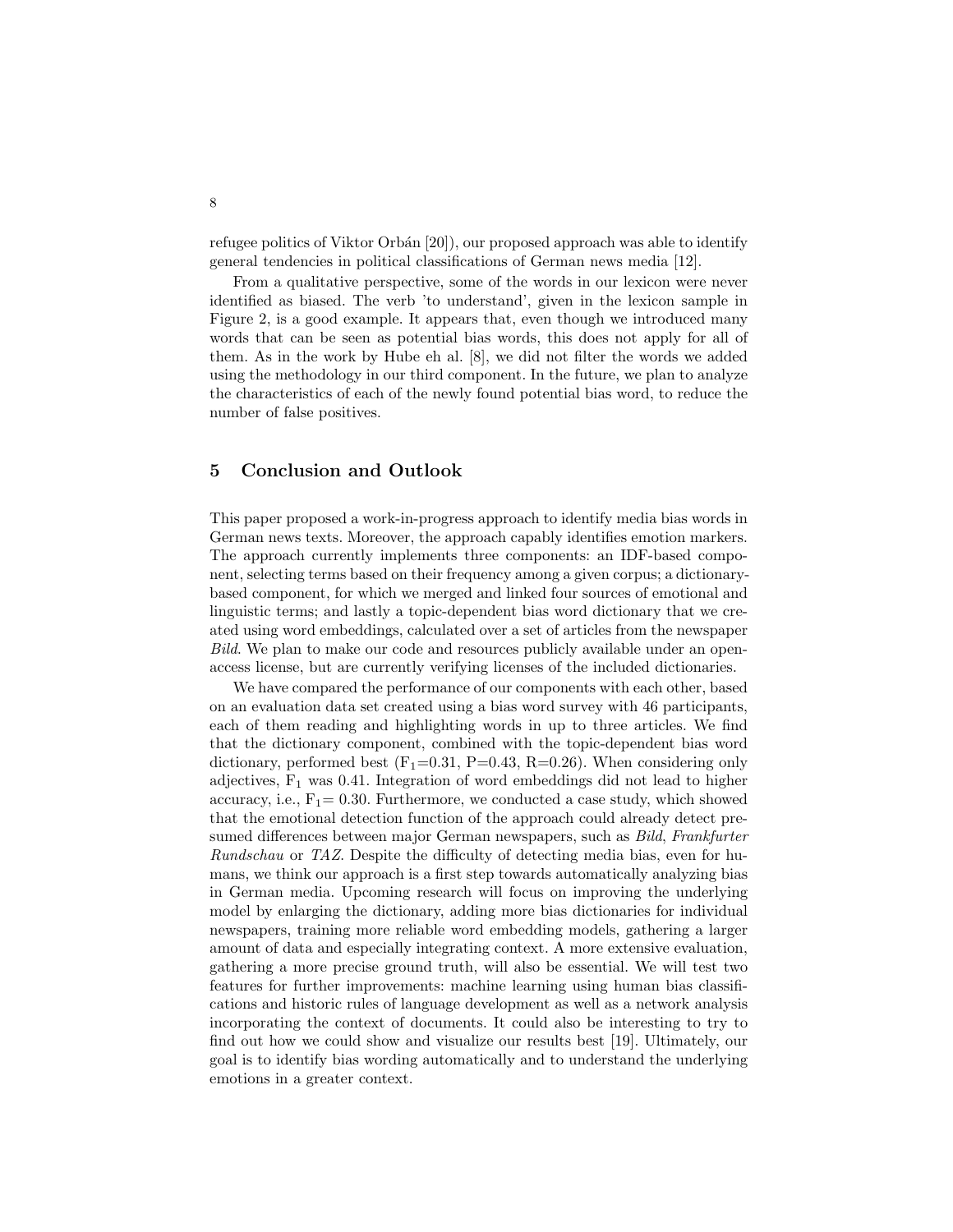refugee politics of Viktor Orbán [20]), our proposed approach was able to identify general tendencies in political classifications of German news media [12].

From a qualitative perspective, some of the words in our lexicon were never identified as biased. The verb 'to understand', given in the lexicon sample in Figure 2, is a good example. It appears that, even though we introduced many words that can be seen as potential bias words, this does not apply for all of them. As in the work by Hube eh al. [8], we did not filter the words we added using the methodology in our third component. In the future, we plan to analyze the characteristics of each of the newly found potential bias word, to reduce the number of false positives.

## 5 Conclusion and Outlook

This paper proposed a work-in-progress approach to identify media bias words in German news texts. Moreover, the approach capably identifies emotion markers. The approach currently implements three components: an IDF-based component, selecting terms based on their frequency among a given corpus; a dictionary-based component, for which we merged and linked four sources of emotional and linguistic terms; and lastly a topic-dependent bias word dictionary that we created using word embeddings, calculated over a set of articles from the newspaper *Bild*. We plan to make our code and resources publicly available under an open-access license, but are currently verifying licenses of the included dictionaries.

We have compared the performance of our components with each other, based on an evaluation data set created using a bias word survey with 46 participants, each of them reading and highlighting words in up to three articles. We find that the dictionary component, combined with the topic-dependent bias word dictionary, performed best ($F_1$=0.31, P=0.43, R=0.26). When considering only adjectives, $F_1$ was 0.41. Integration of word embeddings did not lead to higher accuracy, i.e., $F_1$= 0.30. Furthermore, we conducted a case study, which showed that the emotional detection function of the approach could already detect presumed differences between major German newspapers, such as *Bild*, *Frankfurter Rundschau* or *TAZ*. Despite the difficulty of detecting media bias, even for humans, we think our approach is a first step towards automatically analyzing bias in German media. Upcoming research will focus on improving the underlying model by enlarging the dictionary, adding more bias dictionaries for individual newspapers, training more reliable word embedding models, gathering a larger amount of data and especially integrating context. A more extensive evaluation, gathering a more precise ground truth, will also be essential. We will test two features for further improvements: machine learning using human bias classifications and historic rules of language development as well as a network analysis incorporating the context of documents. It could also be interesting to try to find out how we could show and visualize our results best [19]. Ultimately, our goal is to identify bias wording automatically and to understand the underlying emotions in a greater context.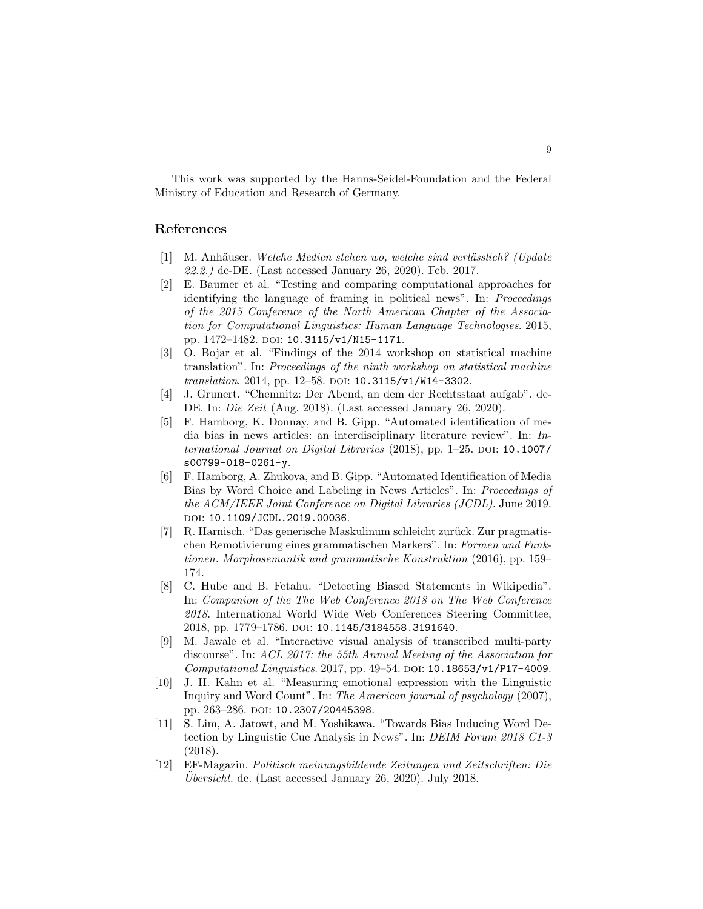This work was supported by the Hanns-Seidel-Foundation and the Federal Ministry of Education and Research of Germany.

## References

[1] M. Anhäuser. *Welche Medien stehen wo, welche sind verlässlich? (Update 22.2.)* de-DE. (Last accessed January 26, 2020). Feb. 2017.

[2] E. Baumer et al. "Testing and comparing computational approaches for identifying the language of framing in political news". In: *Proceedings of the 2015 Conference of the North American Chapter of the Association for Computational Linguistics: Human Language Technologies*. 2015, pp. 1472–1482. DOI: 10.3115/v1/N15-1171.

[3] O. Bojar et al. "Findings of the 2014 workshop on statistical machine translation". In: *Proceedings of the ninth workshop on statistical machine translation*. 2014, pp. 12–58. DOI: 10.3115/v1/W14-3302.

[4] J. Grunert. "Chemnitz: Der Abend, an dem der Rechtsstaat aufgab". de-DE. In: *Die Zeit* (Aug. 2018). (Last accessed January 26, 2020).

[5] F. Hamborg, K. Donnay, and B. Gipp. "Automated identification of media bias in news articles: an interdisciplinary literature review". In: *International Journal on Digital Libraries* (2018), pp. 1–25. DOI: 10.1007/s00799-018-0261-y.

[6] F. Hamborg, A. Zhukova, and B. Gipp. "Automated Identification of Media Bias by Word Choice and Labeling in News Articles". In: *Proceedings of the ACM/IEEE Joint Conference on Digital Libraries (JCDL)*. June 2019. DOI: 10.1109/JCDL.2019.00036.

[7] R. Harnisch. "Das generische Maskulinum schleicht zurück. Zur pragmatischen Remotivierung eines grammatischen Markers". In: *Formen und Funktionen. Morphosemantik und grammatische Konstruktion* (2016), pp. 159–174.

[8] C. Hube and B. Fetahu. "Detecting Biased Statements in Wikipedia". In: *Companion of the The Web Conference 2018 on The Web Conference 2018*. International World Wide Web Conferences Steering Committee, 2018, pp. 1779–1786. DOI: 10.1145/3184558.3191640.

[9] M. Jawale et al. "Interactive visual analysis of transcribed multi-party discourse". In: *ACL 2017: the 55th Annual Meeting of the Association for Computational Linguistics*. 2017, pp. 49–54. DOI: 10.18653/v1/P17-4009.

[10] J. H. Kahn et al. "Measuring emotional expression with the Linguistic Inquiry and Word Count". In: *The American journal of psychology* (2007), pp. 263–286. DOI: 10.2307/20445398.

[11] S. Lim, A. Jatowt, and M. Yoshikawa. "Towards Bias Inducing Word Detection by Linguistic Cue Analysis in News". In: *DEIM Forum 2018 C1-3* (2018).

[12] EF-Magazin. *Politisch meinungsbildende Zeitungen und Zeitschriften: Die Übersicht*. de. (Last accessed January 26, 2020). July 2018.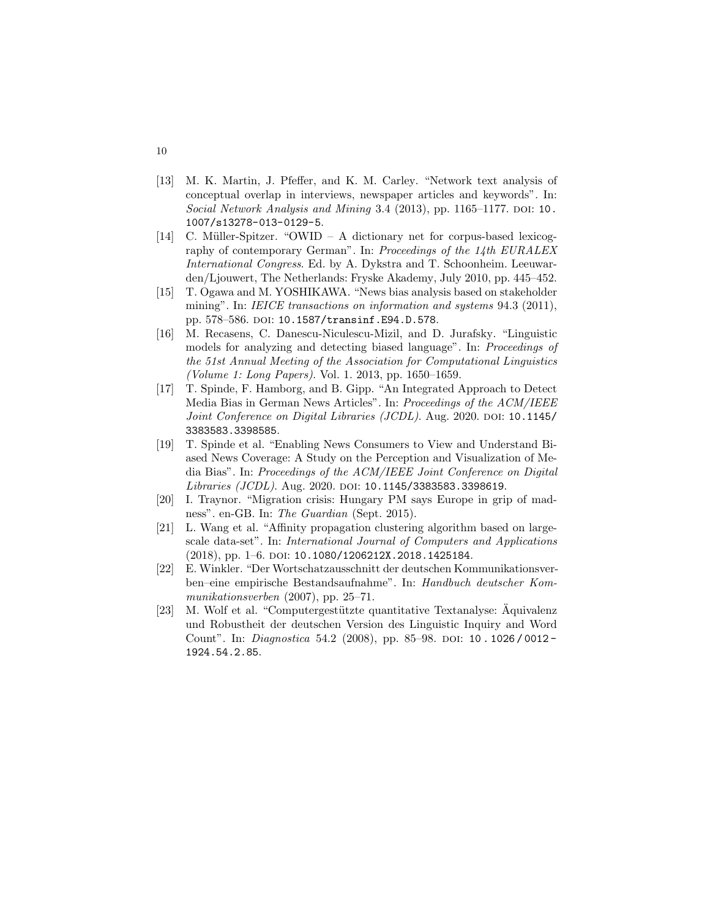- [13] M. K. Martin, J. Pfeffer, and K. M. Carley. "Network text analysis of conceptual overlap in interviews, newspaper articles and keywords". In: *Social Network Analysis and Mining* 3.4 (2013), pp. 1165–1177. DOI: 10.1007/s13278-013-0129-5.
- [14] C. Müller-Spitzer. "OWID – A dictionary net for corpus-based lexicography of contemporary German". In: *Proceedings of the 14th EURALEX International Congress*. Ed. by A. Dykstra and T. Schoonheim. Leeuwarden/Ljouwert, The Netherlands: Fryske Akademy, July 2010, pp. 445–452.
- [15] T. Ogawa and M. YOSHIKAWA. "News bias analysis based on stakeholder mining". In: *IEICE transactions on information and systems* 94.3 (2011), pp. 578–586. DOI: 10.1587/transinf.E94.D.578.
- [16] M. Recasens, C. Danescu-Niculescu-Mizil, and D. Jurafsky. "Linguistic models for analyzing and detecting biased language". In: *Proceedings of the 51st Annual Meeting of the Association for Computational Linguistics (Volume 1: Long Papers)*. Vol. 1. 2013, pp. 1650–1659.
- [17] T. Spinde, F. Hamborg, and B. Gipp. "An Integrated Approach to Detect Media Bias in German News Articles". In: *Proceedings of the ACM/IEEE Joint Conference on Digital Libraries (JCDL)*. Aug. 2020. DOI: 10.1145/3383583.3398585.
- [19] T. Spinde et al. "Enabling News Consumers to View and Understand Biased News Coverage: A Study on the Perception and Visualization of Media Bias". In: *Proceedings of the ACM/IEEE Joint Conference on Digital Libraries (JCDL)*. Aug. 2020. DOI: 10.1145/3383583.3398619.
- [20] I. Traynor. "Migration crisis: Hungary PM says Europe in grip of madness". en-GB. In: *The Guardian* (Sept. 2015).
- [21] L. Wang et al. "Affinity propagation clustering algorithm based on large-scale data-set". In: *International Journal of Computers and Applications* (2018), pp. 1–6. DOI: 10.1080/1206212X.2018.1425184.
- [22] E. Winkler. "Der Wortschatzausschnitt der deutschen Kommunikationsverben–eine empirische Bestandsaufnahme". In: *Handbuch deutscher Kommunikationsverben* (2007), pp. 25–71.
- [23] M. Wolf et al. "Computergestützte quantitative Textanalyse: Äquivalenz und Robustheit der deutschen Version des Linguistic Inquiry and Word Count". In: *Diagnostica* 54.2 (2008), pp. 85–98. DOI: 10.1026/0012-1924.54.2.85.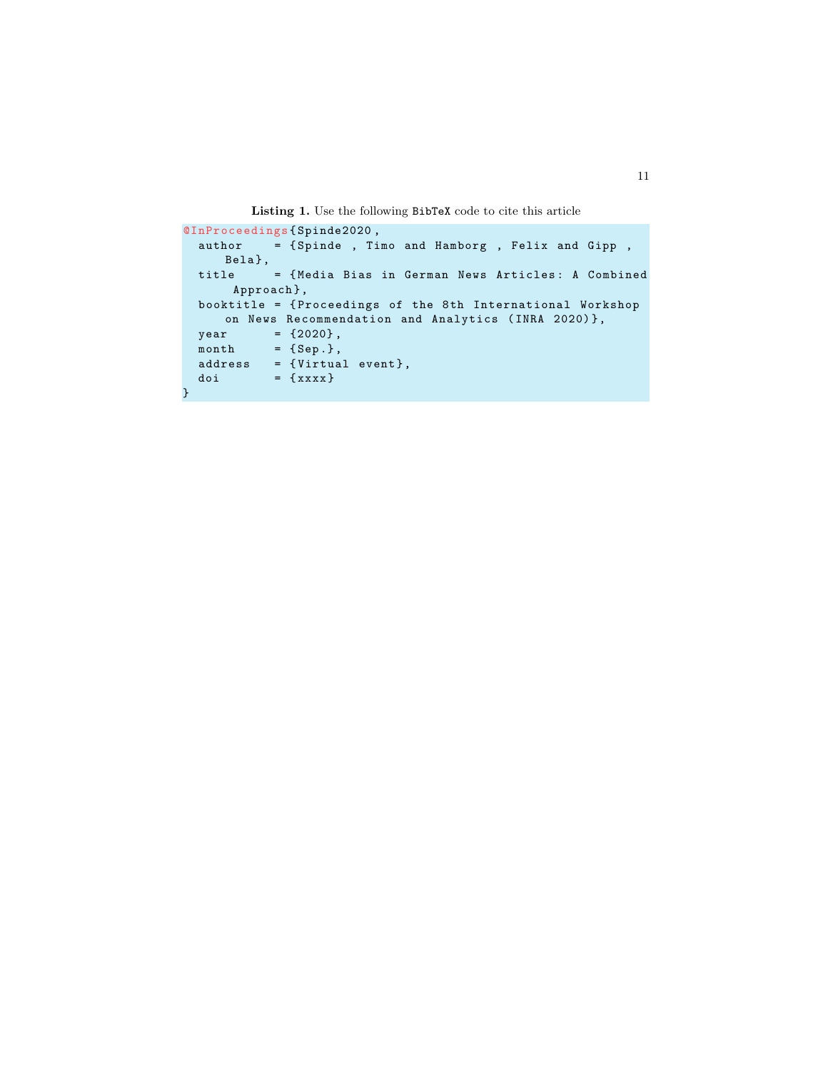**Listing 1.** Use the following BibTeX code to cite this article

```
@InProceedings{Spinde2020,
  author    = {Spinde, Timo and Hamborg, Felix and Gipp,
     Bela},
  title     = {Media Bias in German News Articles: A Combined
      Approach},
  booktitle = {Proceedings of the 8th International Workshop
     on News Recommendation and Analytics (INRA 2020)},
  year      = {2020},
  month     = {Sep.},
  address   = {Virtual event},
  doi       = {xxxx}
}
```